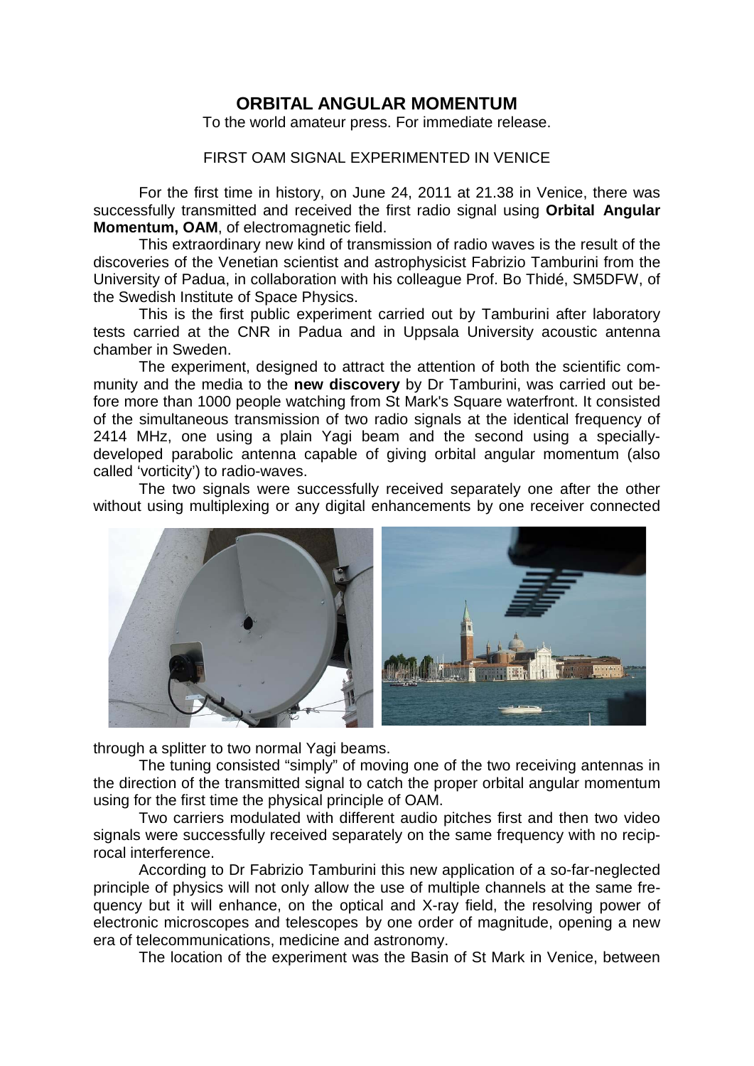# ORBITAL ANGULAR MOMENTUM

To the world amateur press. For immediate release.

## FIRST OAM SIGNAL EXPERIMENTED IN VENICE

For the first time in history, on June 24, 2011 at 21.38 in Venice, there was successfully transmitted and received the first radio signal using **Orbital Angular Momentum, OAM**, of electromagnetic field.

This extraordinary new kind of transmission of radio waves is the result of the discoveries of the Venetian scientist and astrophysicist Fabrizio Tamburini from the University of Padua, in collaboration with his colleague Prof. Bo Thidé, SM5DFW, of the Swedish Institute of Space Physics.

This is the first public experiment carried out by Tamburini after laboratory tests carried at the CNR in Padua and in Uppsala University acoustic antenna chamber in Sweden.

The experiment, designed to attract the attention of both the scientific community and the media to the **new discovery** by Dr Tamburini, was carried out before more than 1000 people watching from St Mark's Square waterfront. It consisted of the simultaneous transmission of two radio signals at the identical frequency of 2414 MHz, one using a plain Yagi beam and the second using a specially-developed parabolic antenna capable of giving orbital angular momentum (also called 'vorticity') to radio-waves.

The two signals were successfully received separately one after the other without using multiplexing or any digital enhancements by one receiver connected through a splitter to two normal Yagi beams.

The tuning consisted "simply" of moving one of the two receiving antennas in the direction of the transmitted signal to catch the proper orbital angular momentum using for the first time the physical principle of OAM.

Two carriers modulated with different audio pitches first and then two video signals were successfully received separately on the same frequency with no reciprocal interference.

According to Dr Fabrizio Tamburini this new application of a so-far-neglected principle of physics will not only allow the use of multiple channels at the same frequency but it will enhance, on the optical and X-ray field, the resolving power of electronic microscopes and telescopes by one order of magnitude, opening a new era of telecommunications, medicine and astronomy.

The location of the experiment was the Basin of St Mark in Venice, between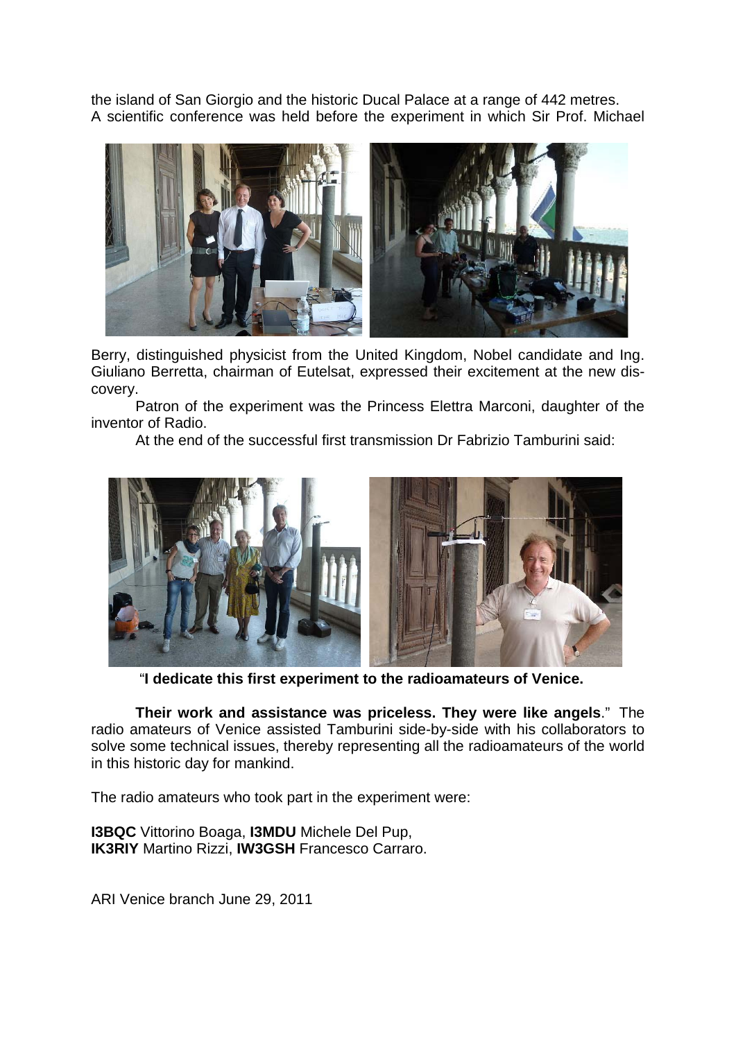the island of San Giorgio and the historic Ducal Palace at a range of 442 metres.
A scientific conference was held before the experiment in which Sir Prof. Michael Berry, distinguished physicist from the United Kingdom, Nobel candidate and Ing. Giuliano Berretta, chairman of Eutelsat, expressed their excitement at the new discovery.

Patron of the experiment was the Princess Elettra Marconi, daughter of the inventor of Radio.

At the end of the successful first transmission Dr Fabrizio Tamburini said:

"**I dedicate this first experiment to the radioamateurs of Venice.**

**Their work and assistance was priceless. They were like angels**." The radio amateurs of Venice assisted Tamburini side-by-side with his collaborators to solve some technical issues, thereby representing all the radioamateurs of the world in this historic day for mankind.

The radio amateurs who took part in the experiment were:

**I3BQC** Vittorino Boaga, **I3MDU** Michele Del Pup,
**IK3RIY** Martino Rizzi, **IW3GSH** Francesco Carraro.

ARI Venice branch June 29, 2011